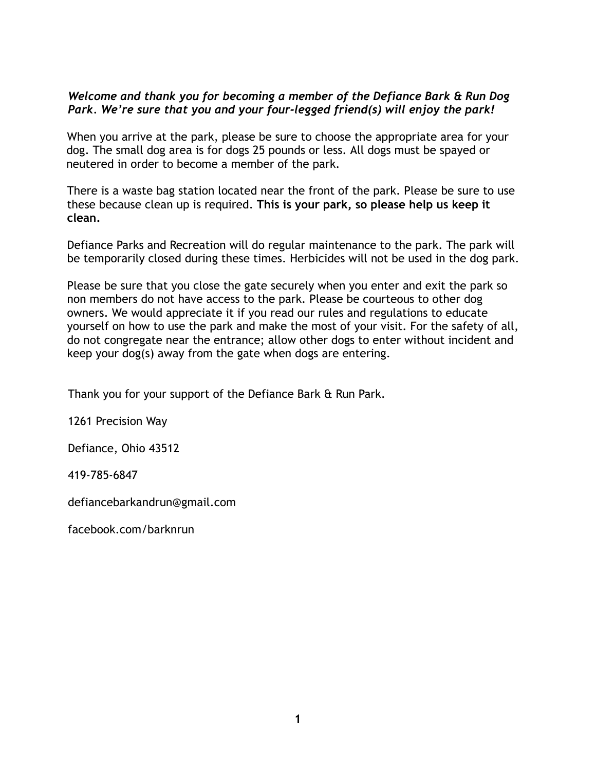***Welcome and thank you for becoming a member of the Defiance Bark & Run Dog Park. We're sure that you and your four-legged friend(s) will enjoy the park!***

When you arrive at the park, please be sure to choose the appropriate area for your dog. The small dog area is for dogs 25 pounds or less. All dogs must be spayed or neutered in order to become a member of the park.

There is a waste bag station located near the front of the park. Please be sure to use these because clean up is required. **This is your park, so please help us keep it clean.**

Defiance Parks and Recreation will do regular maintenance to the park. The park will be temporarily closed during these times. Herbicides will not be used in the dog park.

Please be sure that you close the gate securely when you enter and exit the park so non members do not have access to the park. Please be courteous to other dog owners. We would appreciate it if you read our rules and regulations to educate yourself on how to use the park and make the most of your visit. For the safety of all, do not congregate near the entrance; allow other dogs to enter without incident and keep your dog(s) away from the gate when dogs are entering.

Thank you for your support of the Defiance Bark & Run Park.

1261 Precision Way

Defiance, Ohio 43512

419-785-6847

defiancebarkandrun@gmail.com

facebook.com/barknrun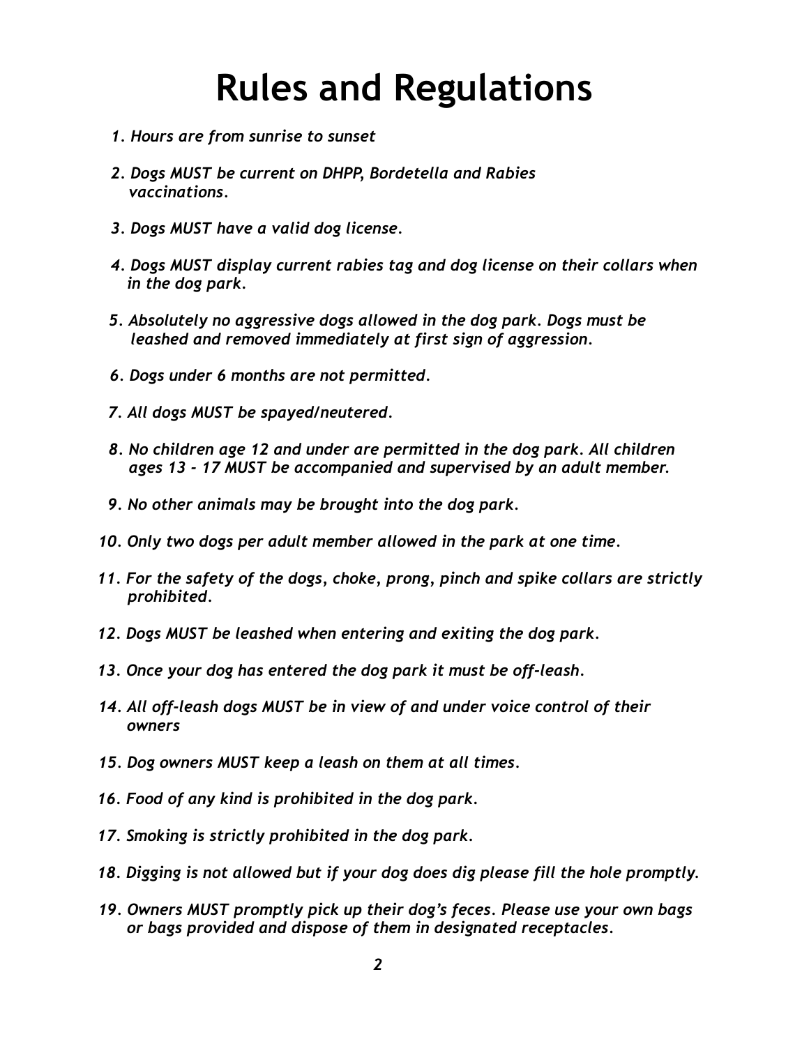# Rules and Regulations

1. *Hours are from sunrise to sunset*
2. *Dogs MUST be current on DHPP, Bordetella and Rabies vaccinations.*
3. *Dogs MUST have a valid dog license.*
4. *Dogs MUST display current rabies tag and dog license on their collars when in the dog park.*
5. *Absolutely no aggressive dogs allowed in the dog park. Dogs must be leashed and removed immediately at first sign of aggression.*
6. *Dogs under 6 months are not permitted.*
7. *All dogs MUST be spayed/neutered.*
8. *No children age 12 and under are permitted in the dog park. All children ages 13 - 17 MUST be accompanied and supervised by an adult member.*
9. *No other animals may be brought into the dog park.*
10. *Only two dogs per adult member allowed in the park at one time.*
11. *For the safety of the dogs, choke, prong, pinch and spike collars are strictly prohibited.*
12. *Dogs MUST be leashed when entering and exiting the dog park.*
13. *Once your dog has entered the dog park it must be off-leash.*
14. *All off-leash dogs MUST be in view of and under voice control of their owners*
15. *Dog owners MUST keep a leash on them at all times.*
16. *Food of any kind is prohibited in the dog park.*
17. *Smoking is strictly prohibited in the dog park.*
18. *Digging is not allowed but if your dog does dig please fill the hole promptly.*
19. *Owners MUST promptly pick up their dog's feces. Please use your own bags or bags provided and dispose of them in designated receptacles.*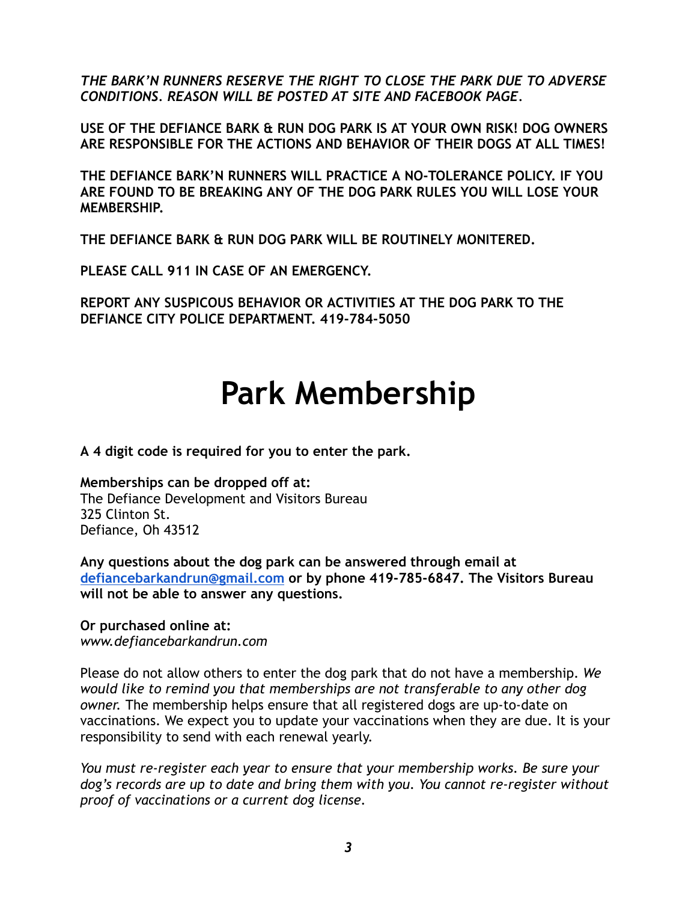***THE BARK'N RUNNERS RESERVE THE RIGHT TO CLOSE THE PARK DUE TO ADVERSE CONDITIONS. REASON WILL BE POSTED AT SITE AND FACEBOOK PAGE.***

**USE OF THE DEFIANCE BARK & RUN DOG PARK IS AT YOUR OWN RISK! DOG OWNERS ARE RESPONSIBLE FOR THE ACTIONS AND BEHAVIOR OF THEIR DOGS AT ALL TIMES!**

**THE DEFIANCE BARK'N RUNNERS WILL PRACTICE A NO-TOLERANCE POLICY. IF YOU ARE FOUND TO BE BREAKING ANY OF THE DOG PARK RULES YOU WILL LOSE YOUR MEMBERSHIP.**

**THE DEFIANCE BARK & RUN DOG PARK WILL BE ROUTINELY MONITERED.**

**PLEASE CALL 911 IN CASE OF AN EMERGENCY.**

**REPORT ANY SUSPICOUS BEHAVIOR OR ACTIVITIES AT THE DOG PARK TO THE DEFIANCE CITY POLICE DEPARTMENT. 419-784-5050**

# Park Membership

**A 4 digit code is required for you to enter the park.**

**Memberships can be dropped off at:**
The Defiance Development and Visitors Bureau
325 Clinton St.
Defiance, Oh 43512

**Any questions about the dog park can be answered through email at [defiancebarkandrun@gmail.com](mailto:defiancebarkandrun@gmail.com) or by phone 419-785-6847. The Visitors Bureau will not be able to answer any questions.**

**Or purchased online at:**
*www.defiancebarkandrun.com*

Please do not allow others to enter the dog park that do not have a membership. *We would like to remind you that memberships are not transferable to any other dog owner.* The membership helps ensure that all registered dogs are up-to-date on vaccinations. We expect you to update your vaccinations when they are due. It is your responsibility to send with each renewal yearly.

*You must re-register each year to ensure that your membership works. Be sure your dog's records are up to date and bring them with you. You cannot re-register without proof of vaccinations or a current dog license.*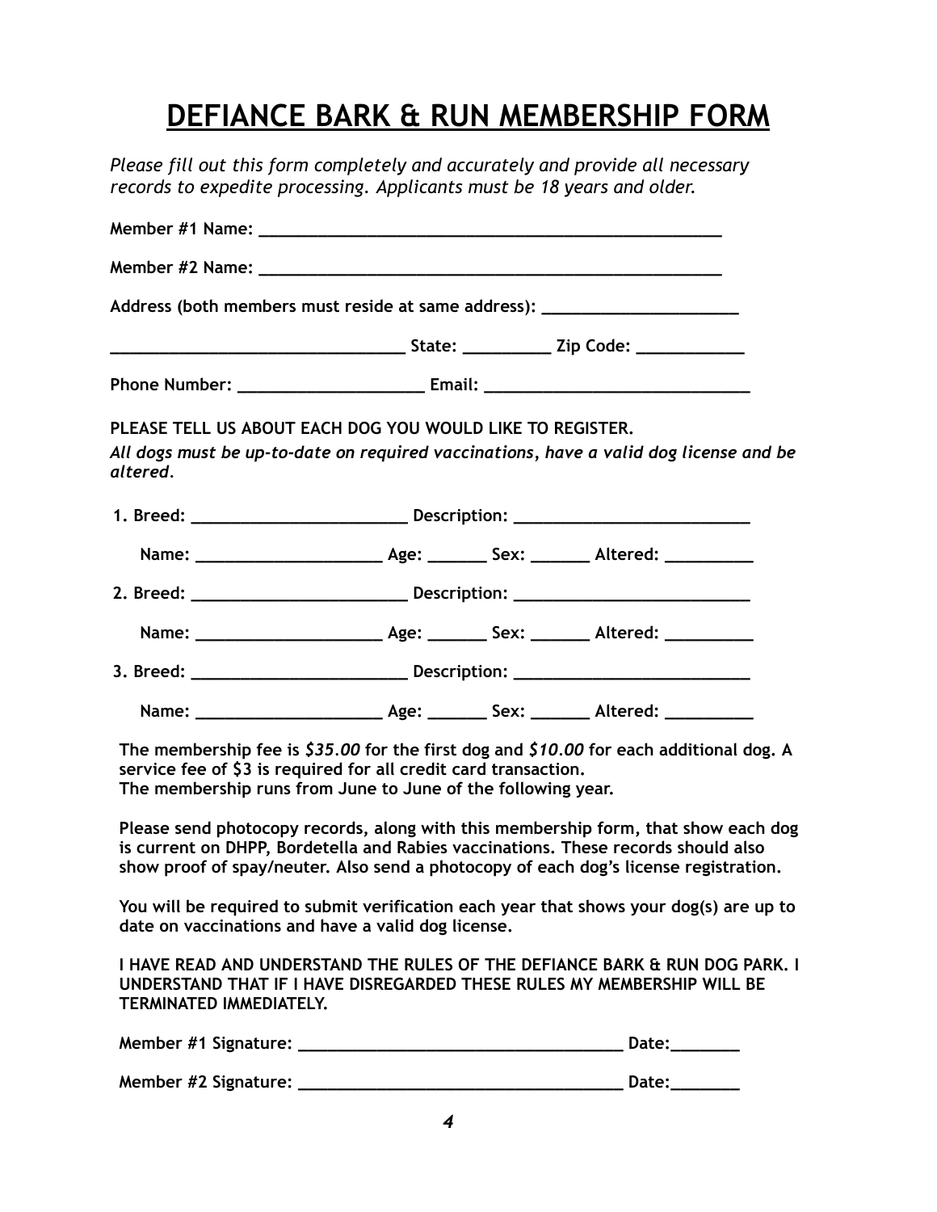# DEFIANCE BARK & RUN MEMBERSHIP FORM

*Please fill out this form completely and accurately and provide all necessary records to expedite processing. Applicants must be 18 years and older.*

**Member #1 Name:** ____________________________________________________

**Member #2 Name:** ____________________________________________________

**Address (both members must reside at same address):** _____________________

________________________________ **State:** _________ **Zip Code:** ___________

**Phone Number:** ____________________ **Email:** ____________________________

**PLEASE TELL US ABOUT EACH DOG YOU WOULD LIKE TO REGISTER.**

***All dogs must be up-to-date on required vaccinations, have a valid dog license and be altered.***

**1. Breed:** _______________________ **Description:** _________________________

**Name:** ____________________ **Age:** ______ **Sex:** ______ **Altered:** _________

**2. Breed:** _______________________ **Description:** _________________________

**Name:** ____________________ **Age:** ______ **Sex:** ______ **Altered:** _________

**3. Breed:** _______________________ **Description:** _________________________

**Name:** ____________________ **Age:** ______ **Sex:** ______ **Altered:** _________

**The membership fee is *$35.00* for the first dog and *$10.00* for each additional dog. A service fee of $3 is required for all credit card transaction.**
**The membership runs from June to June of the following year.**

**Please send photocopy records, along with this membership form, that show each dog is current on DHPP, Bordetella and Rabies vaccinations. These records should also show proof of spay/neuter. Also send a photocopy of each dog's license registration.**

**You will be required to submit verification each year that shows your dog(s) are up to date on vaccinations and have a valid dog license.**

**I HAVE READ AND UNDERSTAND THE RULES OF THE DEFIANCE BARK & RUN DOG PARK. I UNDERSTAND THAT IF I HAVE DISREGARDED THESE RULES MY MEMBERSHIP WILL BE TERMINATED IMMEDIATELY.**

**Member #1 Signature:** ___________________________________ **Date:**_______

**Member #2 Signature:** ___________________________________ **Date:**_______